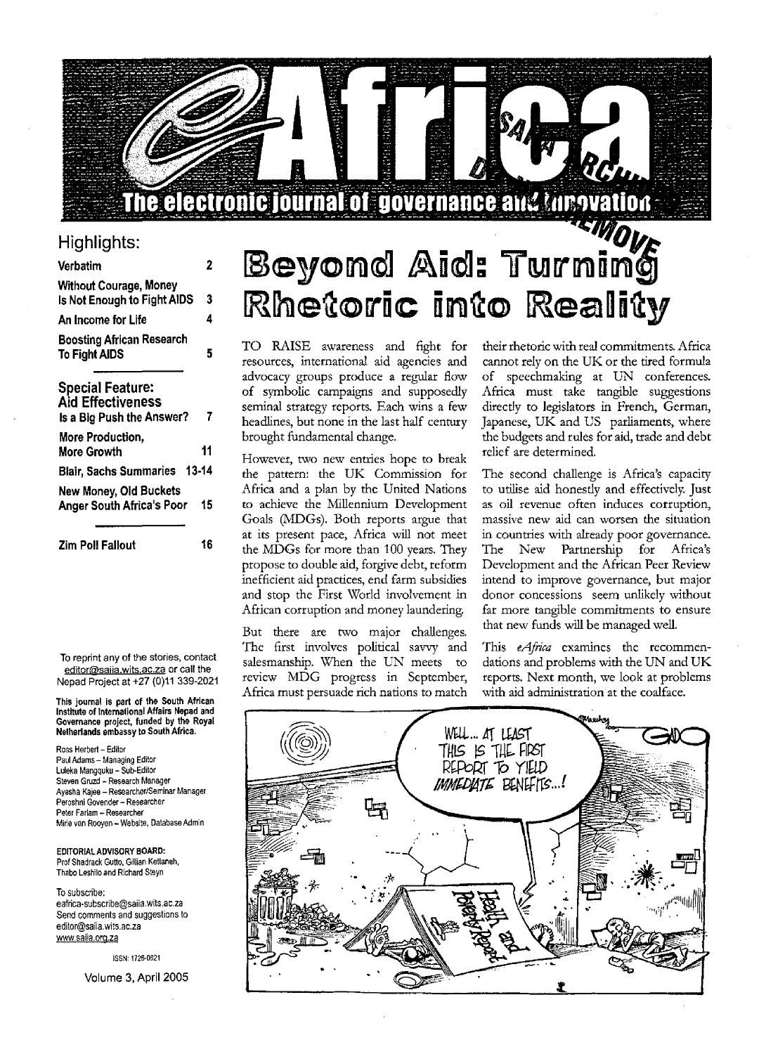# eAfrica

**The electronic journal of governance and innovation**

## Highlights:

| | |
|---|---|
| **Verbatim** | **2** |
| **Without Courage, Money Is Not Enough to Fight AIDS** | **3** |
| **An Income for Life** | **4** |
| **Boosting African Research To Fight AIDS** | **5** |

**Special Feature: Aid Effectiveness**

| | |
|---|---|
| **Is a Big Push the Answer?** | **7** |
| **More Production, More Growth** | **11** |
| **Blair, Sachs Summaries** | **13-14** |
| **New Money, Old Buckets Anger South Africa's Poor** | **15** |

| | |
|---|---|
| **Zim Poll Fallout** | **16** |

To reprint any of the stories, contact editor@saiia.wits.ac.za or call the Nepad Project at +27 (0)11 339-2021

**This journal is part of the South African Institute of International Affairs Nepad and Governance project, funded by the Royal Netherlands embassy to South Africa.**

Ross Herbert – Editor
Paul Adams – Managing Editor
Luleka Mangquku – Sub-Editor
Steven Gruzd – Research Manager
Ayesha Kajee – Researcher/Seminar Manager
Peroshni Govender – Researcher
Peter Farlam – Researcher
Mirie van Rooyen – Website, Database Admin

**EDITORIAL ADVISORY BOARD:**
Prof Shadrack Gutto, Gillian Kettaneh, Thabo Leshilo and Richard Steyn

To subscribe:
eafrica-subscribe@saiia.wits.ac.za
Send comments and suggestions to editor@saiia.wits.ac.za
www.saiia.org.za

ISSN: 1728-0621

Volume 3, April 2005

# Beyond Aid: Turning Rhetoric into Reality

TO RAISE awareness and fight for resources, international aid agencies and advocacy groups produce a regular flow of symbolic campaigns and supposedly seminal strategy reports. Each wins a few headlines, but none in the last half century brought fundamental change.

However, two new entries hope to break the pattern: the UK Commission for Africa and a plan by the United Nations to achieve the Millennium Development Goals (MDGs). Both reports argue that at its present pace, Africa will not meet the MDGs for more than 100 years. They propose to double aid, forgive debt, reform inefficient aid practices, end farm subsidies and stop the First World involvement in African corruption and money laundering.

But there are two major challenges. The first involves political savvy and salesmanship. When the UN meets to review MDG progress in September, Africa must persuade rich nations to match their rhetoric with real commitments. Africa cannot rely on the UK or the tired formula of speechmaking at UN conferences. Africa must take tangible suggestions directly to legislators in French, German, Japanese, UK and US parliaments, where the budgets and rules for aid, trade and debt relief are determined.

The second challenge is Africa's capacity to utilise aid honestly and effectively. Just as oil revenue often induces corruption, massive new aid can worsen the situation in countries with already poor governance. The New Partnership for Africa's Development and the African Peer Review intend to improve governance, but major donor concessions seem unlikely without far more tangible commitments to ensure that new funds will be managed well.

This *eAfrica* examines the recommendations and problems with the UN and UK reports. Next month, we look at problems with aid administration at the coalface.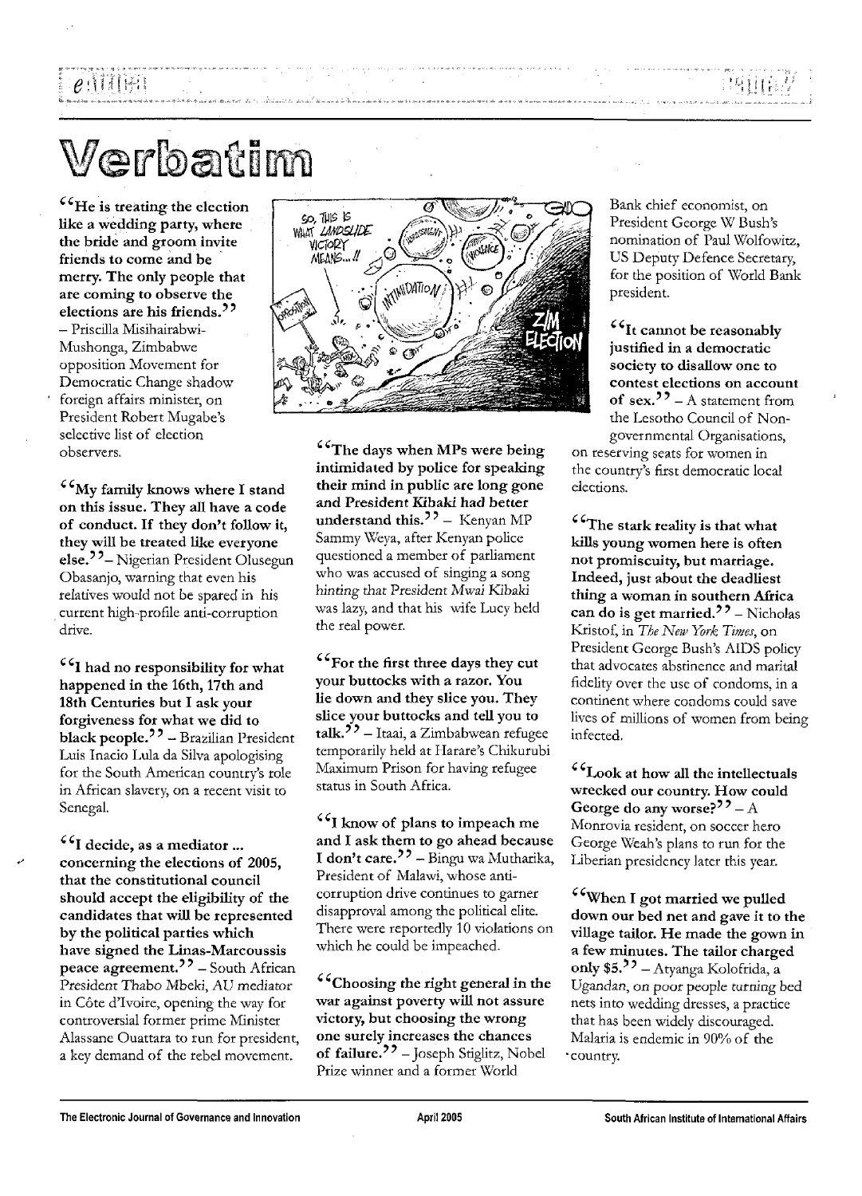# Verbatim

**"He is treating the election like a wedding party, where the bride and groom invite friends to come and be merry. The only people that are coming to observe the elections are his friends."** – Priscilla Misihairabwi-Mushonga, Zimbabwe opposition Movement for Democratic Change shadow foreign affairs minister, on President Robert Mugabe's selective list of election observers.

**"My family knows where I stand on this issue. They all have a code of conduct. If they don't follow it, they will be treated like everyone else."** – Nigerian President Olusegun Obasanjo, warning that even his relatives would not be spared in his current high-profile anti-corruption drive.

**"I had no responsibility for what happened in the 16th, 17th and 18th Centuries but I ask your forgiveness for what we did to black people."** – Brazilian President Luis Inacio Lula da Silva apologising for the South American country's role in African slavery, on a recent visit to Senegal.

**"I decide, as a mediator ... concerning the elections of 2005, that the constitutional council should accept the eligibility of the candidates that will be represented by the political parties which have signed the Linas-Marcoussis peace agreement."** – South African President Thabo Mbeki, AU mediator in Côte d'Ivoire, opening the way for controversial former prime Minister Alassane Ouattara to run for president, a key demand of the rebel movement.

**"The days when MPs were being intimidated by police for speaking their mind in public are long gone and President Kibaki had better understand this."** – Kenyan MP Sammy Weya, after Kenyan police questioned a member of parliament who was accused of singing a song hinting that President Mwai Kibaki was lazy, and that his wife Lucy held the real power.

**"For the first three days they cut your buttocks with a razor. You lie down and they slice you. They slice your buttocks and tell you to talk."** – Itaai, a Zimbabwean refugee temporarily held at Harare's Chikurubi Maximum Prison for having refugee status in South Africa.

**"I know of plans to impeach me and I ask them to go ahead because I don't care."** – Bingu wa Mutharika, President of Malawi, whose anti-corruption drive continues to garner disapproval among the political elite. There were reportedly 10 violations on which he could be impeached.

**"Choosing the right general in the war against poverty will not assure victory, but choosing the wrong one surely increases the chances of failure."** – Joseph Stiglitz, Nobel Prize winner and a former World Bank chief economist, on President George W Bush's nomination of Paul Wolfowitz, US Deputy Defence Secretary, for the position of World Bank president.

**"It cannot be reasonably justified in a democratic society to disallow one to contest elections on account of sex."** – A statement from the Lesotho Council of Non-governmental Organisations, on reserving seats for women in the country's first democratic local elections.

**"The stark reality is that what kills young women here is often not promiscuity, but marriage. Indeed, just about the deadliest thing a woman in southern Africa can do is get married."** – Nicholas Kristof, in *The New York Times*, on President George Bush's AIDS policy that advocates abstinence and marital fidelity over the use of condoms, in a continent where condoms could save lives of millions of women from being infected.

**"Look at how all the intellectuals wrecked our country. How could George do any worse?"** – A Monrovia resident, on soccer hero George Weah's plans to run for the Liberian presidency later this year.

**"When I got married we pulled down our bed net and gave it to the village tailor. He made the gown in a few minutes. The tailor charged only $5."** – Atyanga Kolofrida, a Ugandan, on poor people turning bed nets into wedding dresses, a practice that has been widely discouraged. Malaria is endemic in 90% of the country.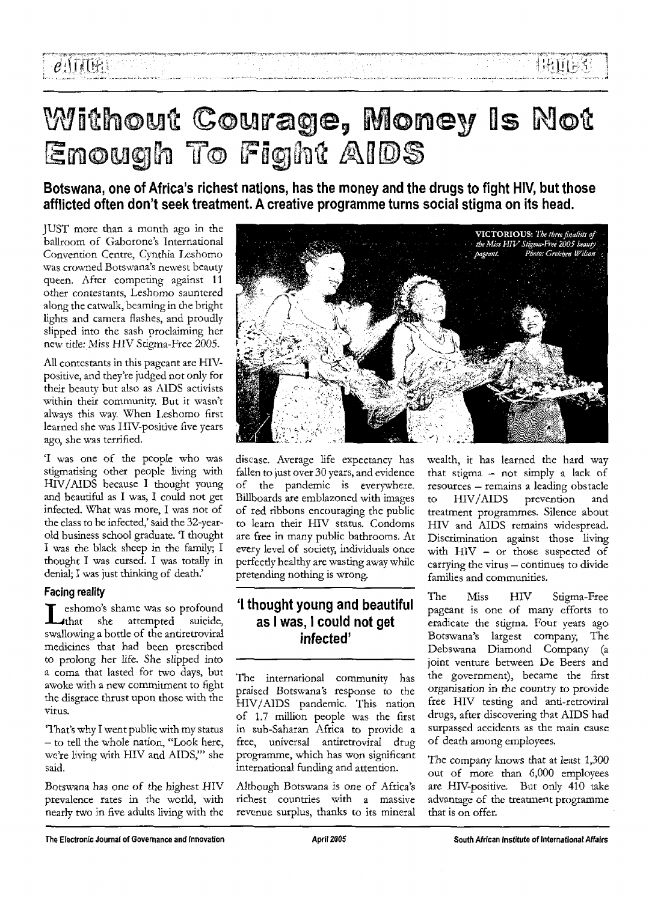// Page 3 OCR output

# Without Courage, Money Is Not Enough To Fight AIDS

**Botswana, one of Africa's richest nations, has the money and the drugs to fight HIV, but those afflicted often don't seek treatment. A creative programme turns social stigma on its head.**

JUST more than a month ago in the ballroom of Gaborone's International Convention Centre, Cynthia Leshomo was crowned Botswana's newest beauty queen. After competing against 11 other contestants, Leshomo sauntered along the catwalk, beaming in the bright lights and camera flashes, and proudly slipped into the sash proclaiming her new title: *Miss HIV Stigma-Free 2005*.

All contestants in this pageant are HIV-positive, and they're judged not only for their beauty but also as AIDS activists within their community. But it wasn't always this way. When Leshomo first learned she was HIV-positive five years ago, she was terrified.

'I was one of the people who was stigmatising other people living with HIV/AIDS because I thought young and beautiful as I was, I could not get infected. What was more, I was not of the class to be infected,' said the 32-year-old business school graduate. 'I thought I was the black sheep in the family; I thought I was cursed. I was totally in denial; I was just thinking of death.'

**VICTORIOUS:** *The three finalists of the Miss HIV Stigma-Free 2005 beauty pageant. Photo: Gretchen Wilson*

### Facing reality

Leshomo's shame was so profound that she attempted suicide, swallowing a bottle of the antiretroviral medicines that had been prescribed to prolong her life. She slipped into a coma that lasted for two days, but awoke with a new commitment to fight the disgrace thrust upon those with the virus.

'That's why I went public with my status – to tell the whole nation, "Look here, we're living with HIV and AIDS,"' she said.

Botswana has one of the highest HIV prevalence rates in the world, with nearly two in five adults living with the disease. Average life expectancy has fallen to just over 30 years, and evidence of the pandemic is everywhere. Billboards are emblazoned with images of red ribbons encouraging the public to learn their HIV status. Condoms are free in many public bathrooms. At every level of society, individuals once perfectly healthy are wasting away while pretending nothing is wrong.

> **'I thought young and beautiful as I was, I could not get infected'**

The international community has praised Botswana's response to the HIV/AIDS pandemic. This nation of 1.7 million people was the first in sub-Saharan Africa to provide a free, universal antiretroviral drug programme, which has won significant international funding and attention.

Although Botswana is one of Africa's richest countries with a massive revenue surplus, thanks to its mineral wealth, it has learned the hard way that stigma – not simply a lack of resources – remains a leading obstacle to HIV/AIDS prevention and treatment programmes. Silence about HIV and AIDS remains widespread. Discrimination against those living with HIV – or those suspected of carrying the virus – continues to divide families and communities.

The Miss HIV Stigma-Free pageant is one of many efforts to eradicate the stigma. Four years ago Botswana's largest company, The Debswana Diamond Company (a joint venture between De Beers and the government), became the first organisation in the country to provide free HIV testing and anti-retroviral drugs, after discovering that AIDS had surpassed accidents as the main cause of death among employees.

The company knows that at least 1,300 out of more than 6,000 employees are HIV-positive. But only 410 take advantage of the treatment programme that is on offer.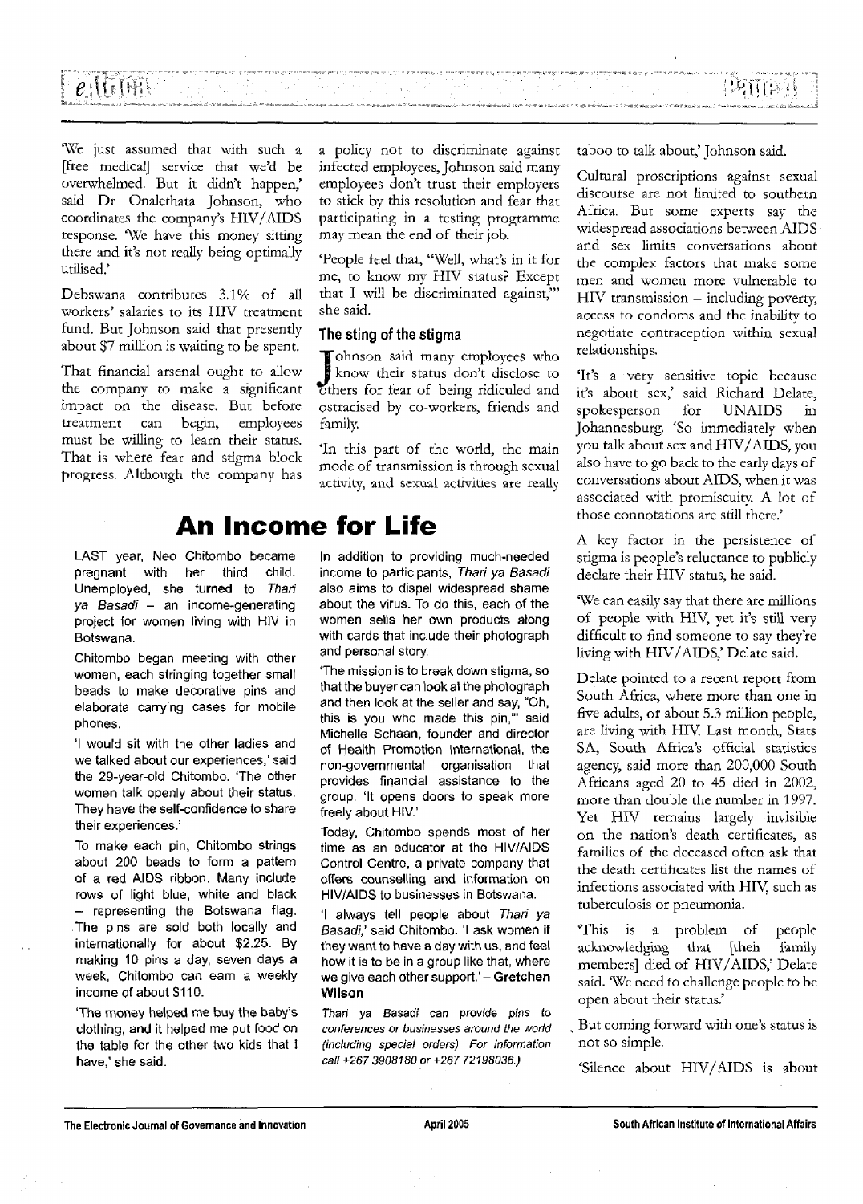'We just assumed that with such a [free medical] service that we'd be overwhelmed. But it didn't happen,' said Dr Onalethata Johnson, who coordinates the company's HIV/AIDS response. 'We have this money sitting there and it's not really being optimally utilised.'

Debswana contributes 3.1% of all workers' salaries to its HIV treatment fund. But Johnson said that presently about $7 million is waiting to be spent.

That financial arsenal ought to allow the company to make a significant impact on the disease. But before treatment can begin, employees must be willing to learn their status. That is where fear and stigma block progress. Although the company has a policy not to discriminate against infected employees, Johnson said many employees don't trust their employers to stick by this resolution and fear that participating in a testing programme may mean the end of their job.

'People feel that, "Well, what's in it for me, to know my HIV status? Except that I will be discriminated against,"' she said.

### The sting of the stigma

Johnson said many employees who know their status don't disclose to others for fear of being ridiculed and ostracised by co-workers, friends and family.

'In this part of the world, the main mode of transmission is through sexual activity, and sexual activities are really taboo to talk about,' Johnson said.

Cultural proscriptions against sexual discourse are not limited to southern Africa. But some experts say the widespread associations between AIDS and sex limits conversations about the complex factors that make some men and women more vulnerable to HIV transmission – including poverty, access to condoms and the inability to negotiate contraception within sexual relationships.

'It's a very sensitive topic because it's about sex,' said Richard Delate, spokesperson for UNAIDS in Johannesburg. 'So immediately when you talk about sex and HIV/AIDS, you also have to go back to the early days of conversations about AIDS, when it was associated with promiscuity. A lot of those connotations are still there.'

A key factor in the persistence of stigma is people's reluctance to publicly declare their HIV status, he said.

'We can easily say that there are millions of people with HIV, yet it's still very difficult to find someone to say they're living with HIV/AIDS,' Delate said.

Delate pointed to a recent report from South Africa, where more than one in five adults, or about 5.3 million people, are living with HIV. Last month, Stats SA, South Africa's official statistics agency, said more than 200,000 South Africans aged 20 to 45 died in 2002, more than double the number in 1997. Yet HIV remains largely invisible on the nation's death certificates, as families of the deceased often ask that the death certificates list the names of infections associated with HIV, such as tuberculosis or pneumonia.

'This is a problem of people acknowledging that [their family members] died of HIV/AIDS,' Delate said. 'We need to challenge people to be open about their status.'

But coming forward with one's status is not so simple.

'Silence about HIV/AIDS is about

## An Income for Life

LAST year, Neo Chitombo became pregnant with her third child. Unemployed, she turned to *Thari ya Basadi* – an income-generating project for women living with HIV in Botswana.

Chitombo began meeting with other women, each stringing together small beads to make decorative pins and elaborate carrying cases for mobile phones.

'I would sit with the other ladies and we talked about our experiences,' said the 29-year-old Chitombo. 'The other women talk openly about their status. They have the self-confidence to share their experiences.'

To make each pin, Chitombo strings about 200 beads to form a pattern of a red AIDS ribbon. Many include rows of light blue, white and black – representing the Botswana flag. The pins are sold both locally and internationally for about $2.25. By making 10 pins a day, seven days a week, Chitombo can earn a weekly income of about $110.

'The money helped me buy the baby's clothing, and it helped me put food on the table for the other two kids that I have,' she said.

In addition to providing much-needed income to participants, *Thari ya Basadi* also aims to dispel widespread shame about the virus. To do this, each of the women sells her own products along with cards that include their photograph and personal story.

'The mission is to break down stigma, so that the buyer can look at the photograph and then look at the seller and say, "Oh, this is you who made this pin,"' said Michelle Schaan, founder and director of Health Promotion International, the non-governmental organisation that provides financial assistance to the group. 'It opens doors to speak more freely about HIV.'

Today, Chitombo spends most of her time as an educator at the HIV/AIDS Control Centre, a private company that offers counselling and information on HIV/AIDS to businesses in Botswana.

'I always tell people about *Thari ya Basadi*,' said Chitombo. 'I ask women if they want to have a day with us, and feel how it is to be in a group like that, where we give each other support.' – **Gretchen Wilson**

*Thari ya Basadi can provide pins to conferences or businesses around the world (including special orders). For information call +267 3908180 or +267 72198036.)*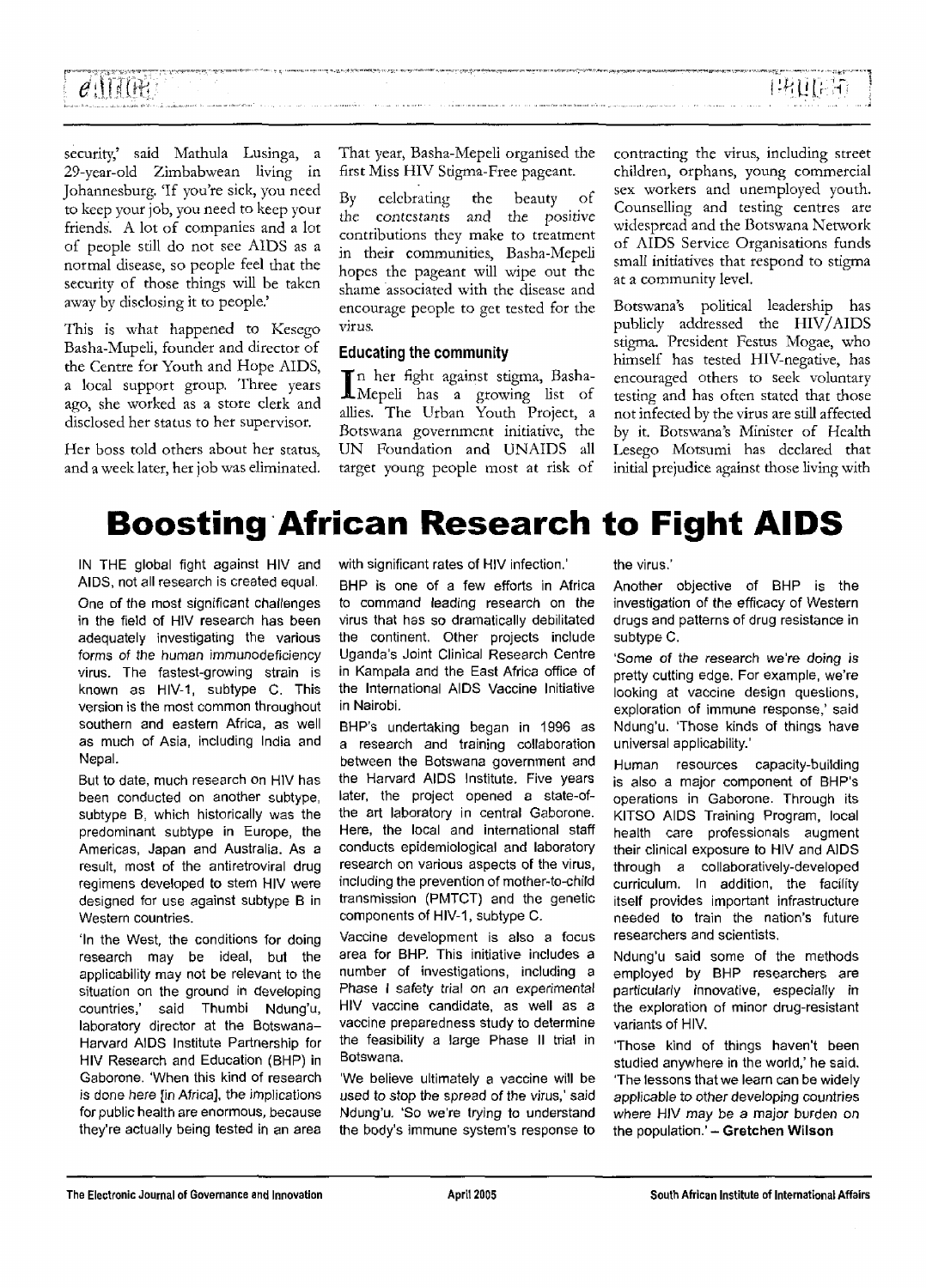security,' said Mathula Lusinga, a 29-year-old Zimbabwean living in Johannesburg. 'If you're sick, you need to keep your job, you need to keep your friends. A lot of companies and a lot of people still do not see AIDS as a normal disease, so people feel that the security of those things will be taken away by disclosing it to people.'

This is what happened to Kesego Basha-Mupeli, founder and director of the Centre for Youth and Hope AIDS, a local support group. Three years ago, she worked as a store clerk and disclosed her status to her supervisor.

Her boss told others about her status, and a week later, her job was eliminated.

That year, Basha-Mepeli organised the first Miss HIV Stigma-Free pageant.

By celebrating the beauty of the contestants and the positive contributions they make to treatment in their communities, Basha-Mepeli hopes the pageant will wipe out the shame associated with the disease and encourage people to get tested for the virus.

### Educating the community

In her fight against stigma, Basha-Mepeli has a growing list of allies. The Urban Youth Project, a Botswana government initiative, the UN Foundation and UNAIDS all target young people most at risk of contracting the virus, including street children, orphans, young commercial sex workers and unemployed youth. Counselling and testing centres are widespread and the Botswana Network of AIDS Service Organisations funds small initiatives that respond to stigma at a community level.

Botswana's political leadership has publicly addressed the HIV/AIDS stigma. President Festus Mogae, who himself has tested HIV-negative, has encouraged others to seek voluntary testing and has often stated that those not infected by the virus are still affected by it. Botswana's Minister of Health Lesego Motsumi has declared that initial prejudice against those living with

# Boosting African Research to Fight AIDS

IN THE global fight against HIV and AIDS, not all research is created equal.

One of the most significant challenges in the field of HIV research has been adequately investigating the various forms of the human immunodeficiency virus. The fastest-growing strain is known as HIV-1, subtype C. This version is the most common throughout southern and eastern Africa, as well as much of Asia, including India and Nepal.

But to date, much research on HIV has been conducted on another subtype, subtype B, which historically was the predominant subtype in Europe, the Americas, Japan and Australia. As a result, most of the antiretroviral drug regimens developed to stem HIV were designed for use against subtype B in Western countries.

'In the West, the conditions for doing research may be ideal, but the applicability may not be relevant to the situation on the ground in developing countries,' said Thumbi Ndung'u, laboratory director at the Botswana–Harvard AIDS Institute Partnership for HIV Research and Education (BHP) in Gaborone. 'When this kind of research is done here [in Africa], the implications for public health are enormous, because they're actually being tested in an area with significant rates of HIV infection.'

BHP is one of a few efforts in Africa to command leading research on the virus that has so dramatically debilitated the continent. Other projects include Uganda's Joint Clinical Research Centre in Kampala and the East Africa office of the International AIDS Vaccine Initiative in Nairobi.

BHP's undertaking began in 1996 as a research and training collaboration between the Botswana government and the Harvard AIDS Institute. Five years later, the project opened a state-of-the art laboratory in central Gaborone. Here, the local and international staff conducts epidemiological and laboratory research on various aspects of the virus, including the prevention of mother-to-child transmission (PMTCT) and the genetic components of HIV-1, subtype C.

Vaccine development is also a focus area for BHP. This initiative includes a number of investigations, including a Phase I safety trial on an experimental HIV vaccine candidate, as well as a vaccine preparedness study to determine the feasibility a large Phase II trial in Botswana.

'We believe ultimately a vaccine will be used to stop the spread of the virus,' said Ndung'u. 'So we're trying to understand the body's immune system's response to the virus.'

Another objective of BHP is the investigation of the efficacy of Western drugs and patterns of drug resistance in subtype C.

'Some of the research we're doing is pretty cutting edge. For example, we're looking at vaccine design questions, exploration of immune response,' said Ndung'u. 'Those kinds of things have universal applicability.'

Human resources capacity-building is also a major component of BHP's operations in Gaborone. Through its KITSO AIDS Training Program, local health care professionals augment their clinical exposure to HIV and AIDS through a collaboratively-developed curriculum. In addition, the facility itself provides important infrastructure needed to train the nation's future researchers and scientists.

Ndung'u said some of the methods employed by BHP researchers are particularly innovative, especially in the exploration of minor drug-resistant variants of HIV.

'Those kind of things haven't been studied anywhere in the world,' he said. 'The lessons that we learn can be widely applicable to other developing countries where HIV may be a major burden on the population.' – **Gretchen Wilson**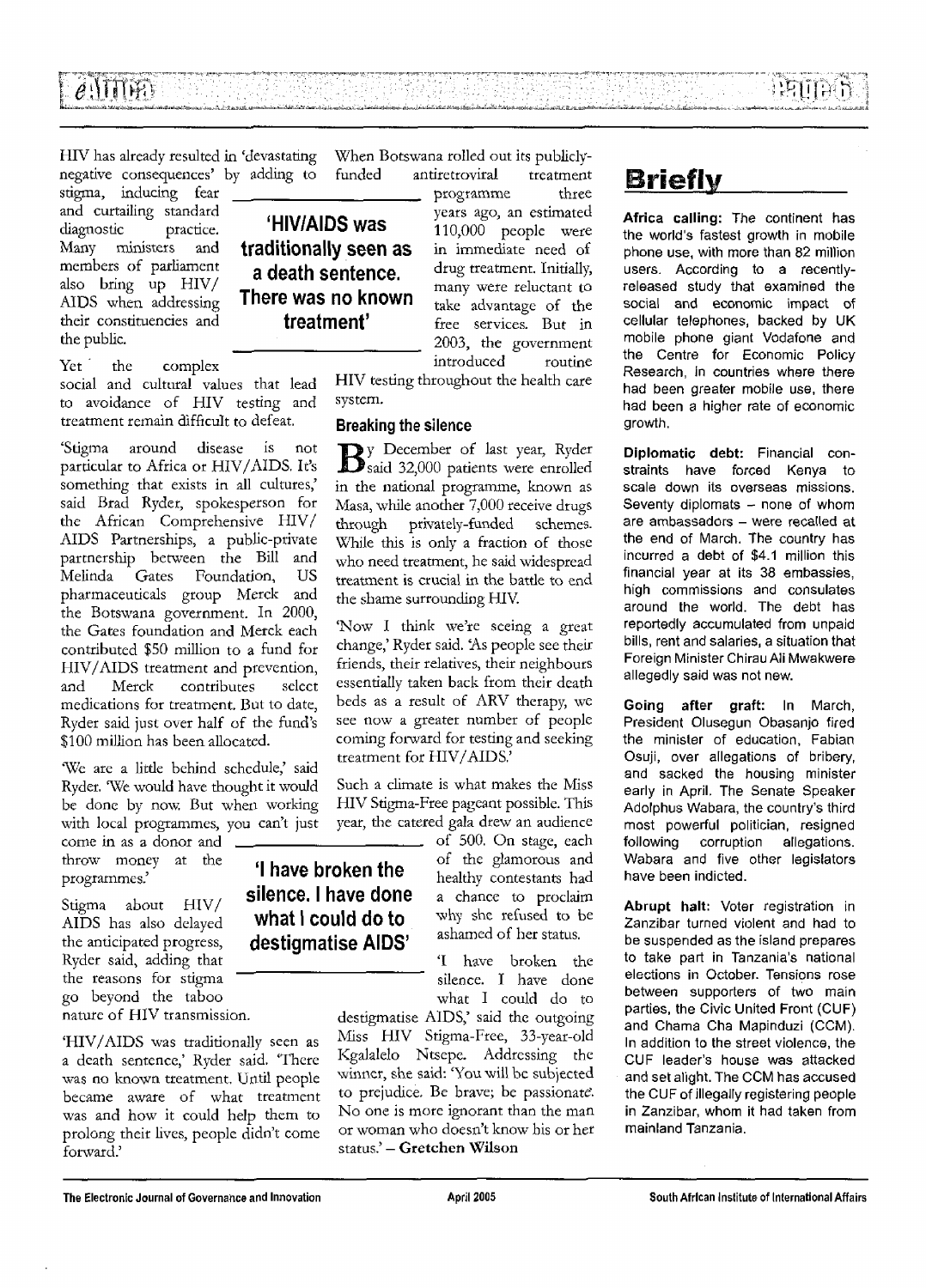HIV has already resulted in 'devastating negative consequences' by adding to stigma, inducing fear and curtailing standard diagnostic practice. Many ministers and members of parliament also bring up HIV/AIDS when addressing their constituencies and the public.

Yet the complex social and cultural values that lead to avoidance of HIV testing and treatment remain difficult to defeat.

'Stigma around disease is not particular to Africa or HIV/AIDS. It's something that exists in all cultures,' said Brad Ryder, spokesperson for the African Comprehensive HIV/AIDS Partnerships, a public-private partnership between the Bill and Melinda Gates Foundation, US pharmaceuticals group Merck and the Botswana government. In 2000, the Gates foundation and Merck each contributed $50 million to a fund for HIV/AIDS treatment and prevention, and Merck contributes select medications for treatment. But to date, Ryder said just over half of the fund's $100 million has been allocated.

'We are a little behind schedule,' said Ryder. 'We would have thought it would be done by now. But when working with local programmes, you can't just come in as a donor and throw money at the programmes.'

Stigma about HIV/AIDS has also delayed the anticipated progress, Ryder said, adding that the reasons for stigma go beyond the taboo nature of HIV transmission.

'HIV/AIDS was traditionally seen as a death sentence,' Ryder said. 'There was no known treatment. Until people became aware of what treatment was and how it could help them to prolong their lives, people didn't come forward.'

> **'HIV/AIDS was traditionally seen as a death sentence. There was no known treatment'**

When Botswana rolled out its publicly-funded antiretroviral treatment programme three years ago, an estimated 110,000 people were in immediate need of drug treatment. Initially, many were reluctant to take advantage of the free services. But in 2003, the government introduced routine HIV testing throughout the health care system.

### Breaking the silence

By December of last year, Ryder said 32,000 patients were enrolled in the national programme, known as Masa, while another 7,000 receive drugs through privately-funded schemes. While this is only a fraction of those who need treatment, he said widespread treatment is crucial in the battle to end the shame surrounding HIV.

'Now I think we're seeing a great change,' Ryder said. 'As people see their friends, their relatives, their neighbours essentially taken back from their death beds as a result of ARV therapy, we see now a greater number of people coming forward for testing and seeking treatment for HIV/AIDS.'

Such a climate is what makes the Miss HIV Stigma-Free pageant possible. This year, the catered gala drew an audience of 500. On stage, each of the glamorous and healthy contestants had a chance to proclaim why she refused to be ashamed of her status.

> **'I have broken the silence. I have done what I could do to destigmatise AIDS'**

'I have broken the silence. I have done what I could do to destigmatise AIDS,' said the outgoing Miss HIV Stigma-Free, 33-year-old Kgalalelo Ntsepe. Addressing the winner, she said: 'You will be subjected to prejudice. Be brave; be passionate. No one is more ignorant than the man or woman who doesn't know his or her status.' – **Gretchen Wilson**

## Briefly

**Africa calling:** The continent has the world's fastest growth in mobile phone use, with more than 82 million users. According to a recently-released study that examined the social and economic impact of cellular telephones, backed by UK mobile phone giant Vodafone and the Centre for Economic Policy Research, in countries where there had been greater mobile use, there had been a higher rate of economic growth.

**Diplomatic debt:** Financial constraints have forced Kenya to scale down its overseas missions. Seventy diplomats – none of whom are ambassadors – were recalled at the end of March. The country has incurred a debt of $4.1 million this financial year at its 38 embassies, high commissions and consulates around the world. The debt has reportedly accumulated from unpaid bills, rent and salaries, a situation that Foreign Minister Chirau Ali Mwakwere allegedly said was not new.

**Going after graft:** In March, President Olusegun Obasanjo fired the minister of education, Fabian Osuji, over allegations of bribery, and sacked the housing minister early in April. The Senate Speaker Adolphus Wabara, the country's third most powerful politician, resigned following corruption allegations. Wabara and five other legislators have been indicted.

**Abrupt halt:** Voter registration in Zanzibar turned violent and had to be suspended as the island prepares to take part in Tanzania's national elections in October. Tensions rose between supporters of two main parties, the Civic United Front (CUF) and Chama Cha Mapinduzi (CCM). In addition to the street violence, the CUF leader's house was attacked and set alight. The CCM has accused the CUF of illegally registering people in Zanzibar, whom it had taken from mainland Tanzania.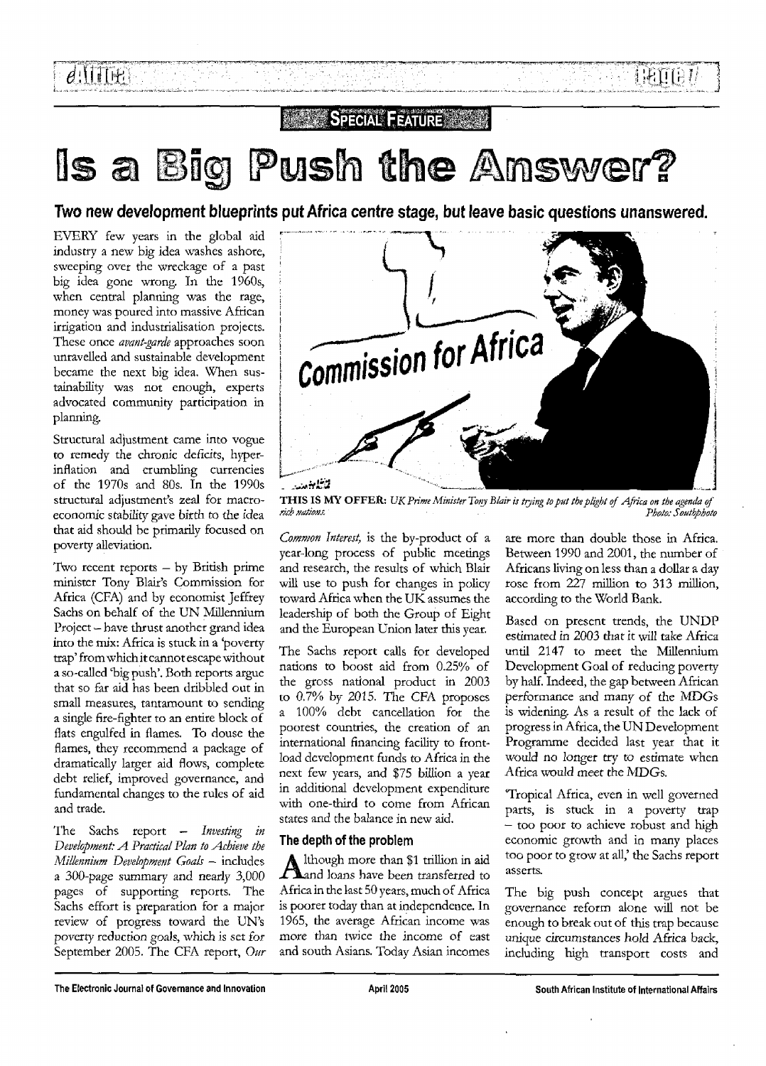**SPECIAL FEATURE**

# Is a Big Push the Answer?

## Two new development blueprints put Africa centre stage, but leave basic questions unanswered.

EVERY few years in the global aid industry a new big idea washes ashore, sweeping over the wreckage of a past big idea gone wrong. In the 1960s, when central planning was the rage, money was poured into massive African irrigation and industrialisation projects. These once *avant-garde* approaches soon unravelled and sustainable development became the next big idea. When sustainability was not enough, experts advocated community participation in planning.

Structural adjustment came into vogue to remedy the chronic deficits, hyperinflation and crumbling currencies of the 1970s and 80s. In the 1990s structural adjustment's zeal for macroeconomic stability gave birth to the idea that aid should be primarily focused on poverty alleviation.

Two recent reports – by British prime minister Tony Blair's Commission for Africa (CFA) and by economist Jeffrey Sachs on behalf of the UN Millennium Project – have thrust another grand idea into the mix: Africa is stuck in a 'poverty trap' from which it cannot escape without a so-called 'big push'. Both reports argue that so far aid has been dribbled out in small measures, tantamount to sending a single fire-fighter to an entire block of flats engulfed in flames. To douse the flames, they recommend a package of dramatically larger aid flows, complete debt relief, improved governance, and fundamental changes to the rules of aid and trade.

The Sachs report – *Investing in Development: A Practical Plan to Achieve the Millennium Development Goals* – includes a 300-page summary and nearly 3,000 pages of supporting reports. The Sachs effort is preparation for a major review of progress toward the UN's poverty reduction goals, which is set for September 2005. The CFA report, *Our Common Interest,* is the by-product of a year-long process of public meetings and research, the results of which Blair will use to push for changes in policy toward Africa when the UK assumes the leadership of both the Group of Eight and the European Union later this year.

**THIS IS MY OFFER:** *UK Prime Minister Tony Blair is trying to put the plight of Africa on the agenda of rich nations.* *Photo: Southphoto*

The Sachs report calls for developed nations to boost aid from 0.25% of the gross national product in 2003 to 0.7% by 2015. The CFA proposes a 100% debt cancellation for the poorest countries, the creation of an international financing facility to front-load development funds to Africa in the next few years, and $75 billion a year in additional development expenditure with one-third to come from African states and the balance in new aid.

### The depth of the problem

Although more than $1 trillion in aid and loans have been transferred to Africa in the last 50 years, much of Africa is poorer today than at independence. In 1965, the average African income was more than twice the income of east and south Asians. Today Asian incomes are more than double those in Africa. Between 1990 and 2001, the number of Africans living on less than a dollar a day rose from 227 million to 313 million, according to the World Bank.

Based on present trends, the UNDP estimated in 2003 that it will take Africa until 2147 to meet the Millennium Development Goal of reducing poverty by half. Indeed, the gap between African performance and many of the MDGs is widening. As a result of the lack of progress in Africa, the UN Development Programme decided last year that it would no longer try to estimate when Africa would meet the MDGs.

'Tropical Africa, even in well governed parts, is stuck in a poverty trap – too poor to achieve robust and high economic growth and in many places too poor to grow at all,' the Sachs report asserts.

The big push concept argues that governance reform alone will not be enough to break out of this trap because *unique* circumstances hold Africa back, including high transport costs and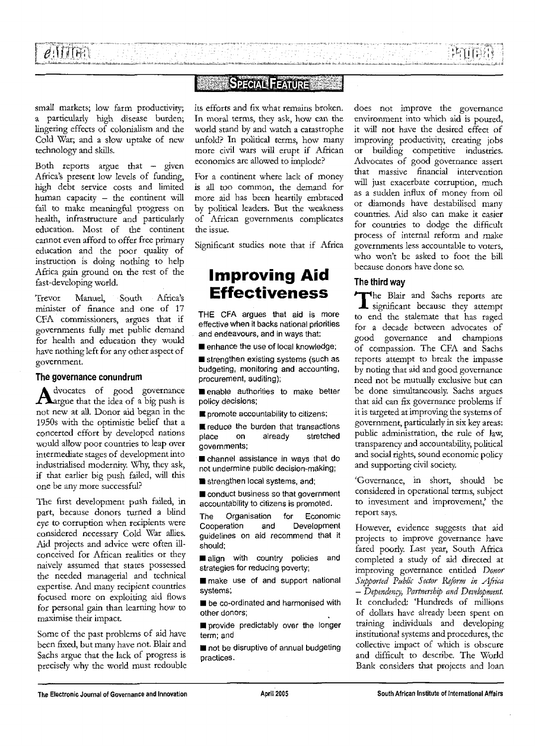small markets; low farm productivity; a particularly high disease burden; lingering effects of colonialism and the Cold War; and a slow uptake of new technology and skills.

Both reports argue that – given Africa's present low levels of funding, high debt service costs and limited human capacity – the continent will fail to make meaningful progress on health, infrastructure and particularly education. Most of the continent cannot even afford to offer free primary education and the poor quality of instruction is doing nothing to help Africa gain ground on the rest of the fast-developing world.

Trevor Manuel, South Africa's minister of finance and one of 17 CFA commissioners, argues that if governments fully met public demand for health and education they would have nothing left for any other aspect of government.

### The governance conundrum

Advocates of good governance argue that the idea of a big push is not new at all. Donor aid began in the 1950s with the optimistic belief that a concerted effort by developed nations would allow poor countries to leap over intermediate stages of development into industrialised modernity. Why, they ask, if that earlier big push failed, will this one be any more successful?

The first development push failed, in part, because donors turned a blind eye to corruption when recipients were considered necessary Cold War allies. Aid projects and advice were often ill-conceived for African realities or they naively assumed that states possessed the needed managerial and technical expertise. And many recipient countries focused more on exploiting aid flows for personal gain than learning how to maximise their impact.

Some of the past problems of aid have been fixed, but many have not. Blair and Sachs argue that the lack of progress is precisely why the world must redouble its efforts and fix what remains broken. In moral terms, they ask, how can the world stand by and watch a catastrophe unfold? In political terms, how many more civil wars will erupt if African economies are allowed to implode?

For a continent where lack of money is all too common, the demand for more aid has been heartily embraced by political leaders. But the weakness of African governments complicates the issue.

Significant studies note that if Africa does not improve the governance environment into which aid is poured, it will not have the desired effect of improving productivity, creating jobs or building competitive industries. Advocates of good governance assert that massive financial intervention will just exacerbate corruption, much as a sudden influx of money from oil or diamonds have destabilised many countries. Aid also can make it easier for countries to dodge the difficult process of internal reform and make governments less accountable to voters, who won't be asked to foot the bill because donors have done so.

## Improving Aid Effectiveness

THE CFA argues that aid is more effective when it backs national priorities and endeavours, and in ways that:

- enhance the use of local knowledge;
- strengthen existing systems (such as budgeting, monitoring and accounting, procurement, auditing);
- enable authorities to make better policy decisions;
- promote accountability to citizens;
- reduce the burden that transactions place on already stretched governments;
- channel assistance in ways that do not undermine public decision-making;
- strengthen local systems, and;
- conduct business so that government accountability to citizens is promoted.

The Organisation for Economic Cooperation and Development guidelines on aid recommend that it should;

- align with country policies and strategies for reducing poverty;
- make use of and support national systems;
- be co-ordinated and harmonised with other donors;
- provide predictably over the longer term; and
- not be disruptive of annual budgeting practices.

### The third way

The Blair and Sachs reports are significant because they attempt to end the stalemate that has raged for a decade between advocates of good governance and champions of compassion. The CFA and Sachs reports attempt to break the impasse by noting that aid and good governance need not be mutually exclusive but can be done simultaneously. Sachs argues that aid can fix governance problems if it is targeted at improving the systems of government, particularly in six key areas: public administration, the rule of law, transparency and accountability, political and social rights, sound economic policy and supporting civil society.

'Governance, in short, should be considered in operational terms, subject to investment and improvement,' the report says.

However, evidence suggests that aid projects to improve governance have fared poorly. Last year, South Africa completed a study of aid directed at improving governance entitled *Donor Supported Public Sector Reform in Africa – Dependency, Partnership and Development.* It concluded: 'Hundreds of millions of dollars have already been spent on training individuals and developing institutional systems and procedures, the collective impact of which is obscure and difficult to describe. The World Bank considers that projects and loan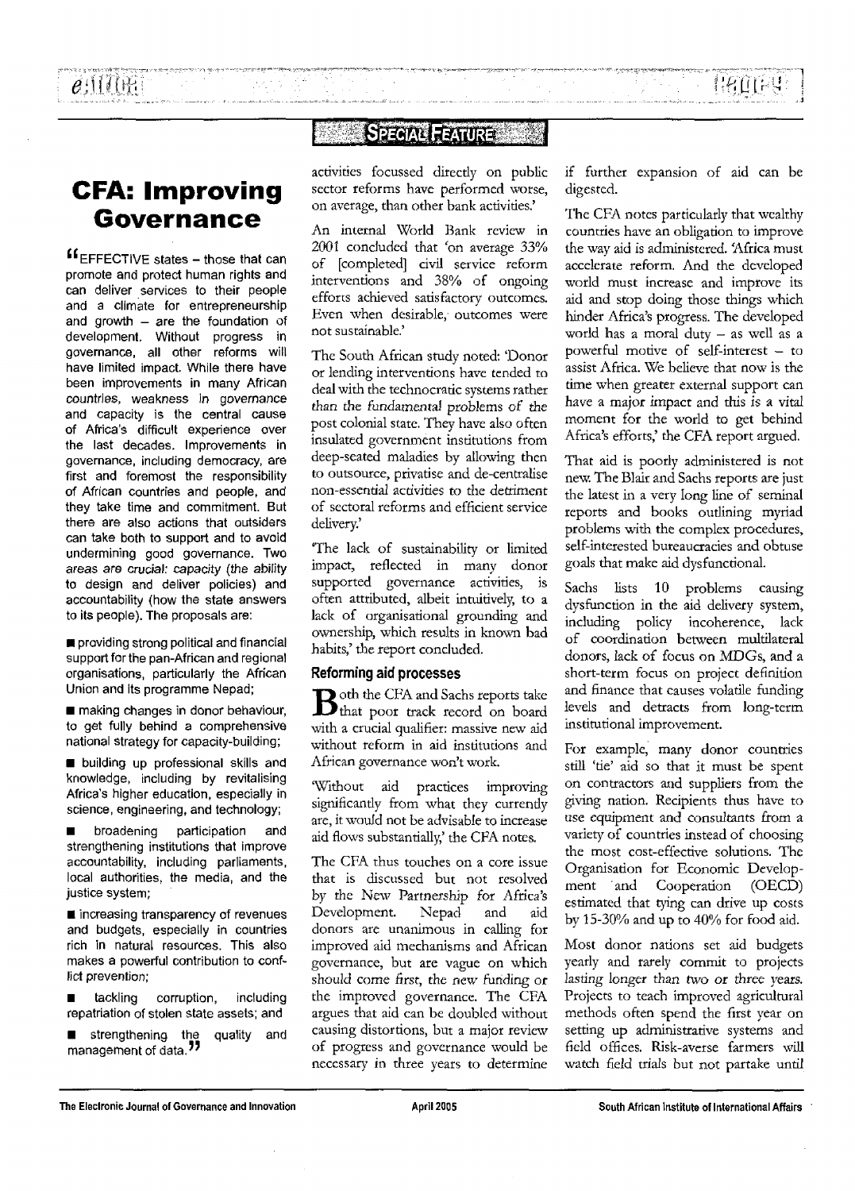SPECIAL FEATURE

# CFA: Improving Governance

"EFFECTIVE states – those that can promote and protect human rights and can deliver services to their people and a climate for entrepreneurship and growth – are the foundation of development. Without progress in governance, all other reforms will have limited impact. While there have been improvements in many African countries, weakness in governance and capacity is the central cause of Africa's difficult experience over the last decades. Improvements in governance, including democracy, are first and foremost the responsibility of African countries and people, and they take time and commitment. But there are also actions that outsiders can take both to support and to avoid undermining good governance. Two areas are crucial: capacity (the ability to design and deliver policies) and accountability (how the state answers to its people). The proposals are:

- providing strong political and financial support for the pan-African and regional organisations, particularly the African Union and its programme Nepad;
- making changes in donor behaviour, to get fully behind a comprehensive national strategy for capacity-building;
- building up professional skills and knowledge, including by revitalising Africa's higher education, especially in science, engineering, and technology;
- broadening participation and strengthening institutions that improve accountability, including parliaments, local authorities, the media, and the justice system;
- increasing transparency of revenues and budgets, especially in countries rich in natural resources. This also makes a powerful contribution to conflict prevention;
- tackling corruption, including repatriation of stolen state assets; and
- strengthening the quality and management of data."

activities focussed directly on public sector reforms have performed worse, on average, than other bank activities.'

An internal World Bank review in 2001 concluded that 'on average 33% of [completed] civil service reform interventions and 38% of ongoing efforts achieved satisfactory outcomes. Even when desirable, outcomes were not sustainable.'

The South African study noted: 'Donor or lending interventions have tended to deal with the technocratic systems rather than the fundamental problems of the post colonial state. They have also often insulated government institutions from deep-seated maladies by allowing them to outsource, privatise and de-centralise non-essential activities to the detriment of sectoral reforms and efficient service delivery.'

'The lack of sustainability or limited impact, reflected in many donor supported governance activities, is often attributed, albeit intuitively, to a lack of organisational grounding and ownership, which results in known bad habits,' the report concluded.

### Reforming aid processes

Both the CFA and Sachs reports take that poor track record on board with a crucial qualifier: massive new aid without reform in aid institutions and African governance won't work.

'Without aid practices improving significantly from what they currently are, it would not be advisable to increase aid flows substantially,' the CFA notes.

The CFA thus touches on a core issue that is discussed but not resolved by the New Partnership for Africa's Development. Nepad and aid donors are unanimous in calling for improved aid mechanisms and African governance, but are vague on which should come first, the new funding or the improved governance. The CFA argues that aid can be doubled without causing distortions, but a major review of progress and governance would be necessary in three years to determine if further expansion of aid can be digested.

The CFA notes particularly that wealthy countries have an obligation to improve the way aid is administered. 'Africa must accelerate reform. And the developed world must increase and improve its aid and stop doing those things which hinder Africa's progress. The developed world has a moral duty – as well as a powerful motive of self-interest – to assist Africa. We believe that now is the time when greater external support can have a major impact and this is a vital moment for the world to get behind Africa's efforts,' the CFA report argued.

That aid is poorly administered is not new. The Blair and Sachs reports are just the latest in a very long line of seminal reports and books outlining myriad problems with the complex procedures, self-interested bureaucracies and obtuse goals that make aid dysfunctional.

Sachs lists 10 problems causing dysfunction in the aid delivery system, including policy incoherence, lack of coordination between multilateral donors, lack of focus on MDGs, and a short-term focus on project definition and finance that causes volatile funding levels and detracts from long-term institutional improvement.

For example, many donor countries still 'tie' aid so that it must be spent on contractors and suppliers from the giving nation. Recipients thus have to use equipment and consultants from a variety of countries instead of choosing the most cost-effective solutions. The Organisation for Economic Development and Cooperation (OECD) estimated that tying can drive up costs by 15-30% and up to 40% for food aid.

Most donor nations set aid budgets yearly and rarely commit to projects lasting longer than two or three years. Projects to teach improved agricultural methods often spend the first year on setting up administrative systems and field offices. Risk-averse farmers will watch field trials but not partake until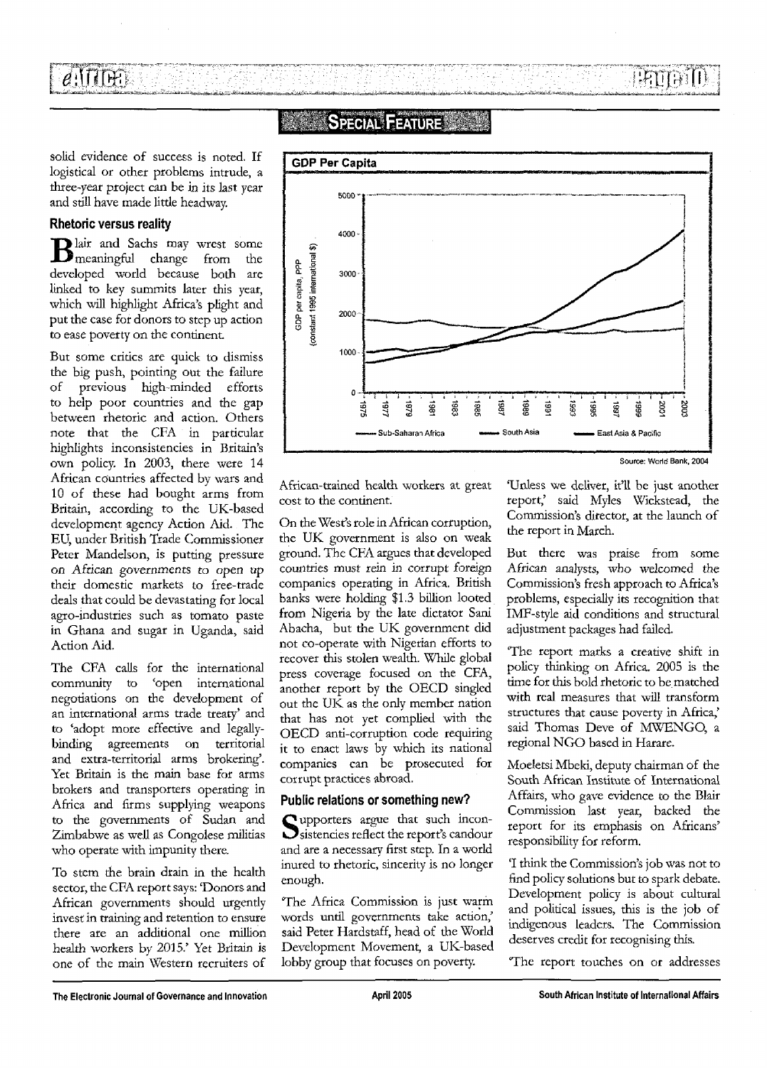solid evidence of success is noted. If logistical or other problems intrude, a three-year project can be in its last year and still have made little headway.

### Rhetoric versus reality

Blair and Sachs may wrest some meaningful change from the developed world because both are linked to key summits later this year, which will highlight Africa's plight and put the case for donors to step up action to ease poverty on the continent.

But some critics are quick to dismiss the big push, pointing out the failure of previous high-minded efforts to help poor countries and the gap between rhetoric and action. Others note that the CFA in particular highlights inconsistencies in Britain's own policy. In 2003, there were 14 African countries affected by wars and 10 of these had bought arms from Britain, according to the UK-based development agency Action Aid. The EU, under British Trade Commissioner Peter Mandelson, is putting pressure on African governments to open up their domestic markets to free-trade deals that could be devastating for local agro-industries such as tomato paste in Ghana and sugar in Uganda, said Action Aid.

The CFA calls for the international community to 'open international negotiations on the development of an international arms trade treaty' and to 'adopt more effective and legally-binding agreements on territorial and extra-territorial arms brokering'. Yet Britain is the main base for arms brokers and transporters operating in Africa and firms supplying weapons to the governments of Sudan and Zimbabwe as well as Congolese militias who operate with impunity there.

To stem the brain drain in the health sector, the CFA report says: 'Donors and African governments should urgently invest in training and retention to ensure there are an additional one million health workers by 2015.' Yet Britain is one of the main Western recruiters of African-trained health workers at great cost to the continent.

**GDP Per Capita**

GDP per capita, PPP (constant 1995 international $)

— Sub-Saharan Africa — South Asia — East Asia & Pacific

Source: World Bank, 2004

On the West's role in African corruption, the UK government is also on weak ground. The CFA argues that developed countries must rein in corrupt foreign companies operating in Africa. British banks were holding \$1.3 billion looted from Nigeria by the late dictator Sani Abacha, but the UK government did not co-operate with Nigerian efforts to recover this stolen wealth. While global press coverage focused on the CFA, another report by the OECD singled out the UK as the only member nation that has not yet complied with the OECD anti-corruption code requiring it to enact laws by which its national companies can be prosecuted for corrupt practices abroad.

### Public relations or something new?

Supporters argue that such inconsistencies reflect the report's candour and are a necessary first step. In a world inured to rhetoric, sincerity is no longer enough.

'The Africa Commission is just warm words until governments take action,' said Peter Hardstaff, head of the World Development Movement, a UK-based lobby group that focuses on poverty.

'Unless we deliver, it'll be just another report,' said Myles Wickstead, the Commission's director, at the launch of the report in March.

But there was praise from some African analysts, who welcomed the Commission's fresh approach to Africa's problems, especially its recognition that IMF-style aid conditions and structural adjustment packages had failed.

'The report marks a creative shift in policy thinking on Africa. 2005 is the time for this bold rhetoric to be matched with real measures that will transform structures that cause poverty in Africa,' said Thomas Deve of MWENGO, a regional NGO based in Harare.

Moeletsi Mbeki, deputy chairman of the South African Institute of International Affairs, who gave evidence to the Blair Commission last year, backed the report for its emphasis on Africans' responsibility for reform.

'I think the Commission's job was not to find policy solutions but to spark debate. Development policy is about cultural and political issues, this is the job of indigenous leaders. The Commission deserves credit for recognising this.

'The report touches on or addresses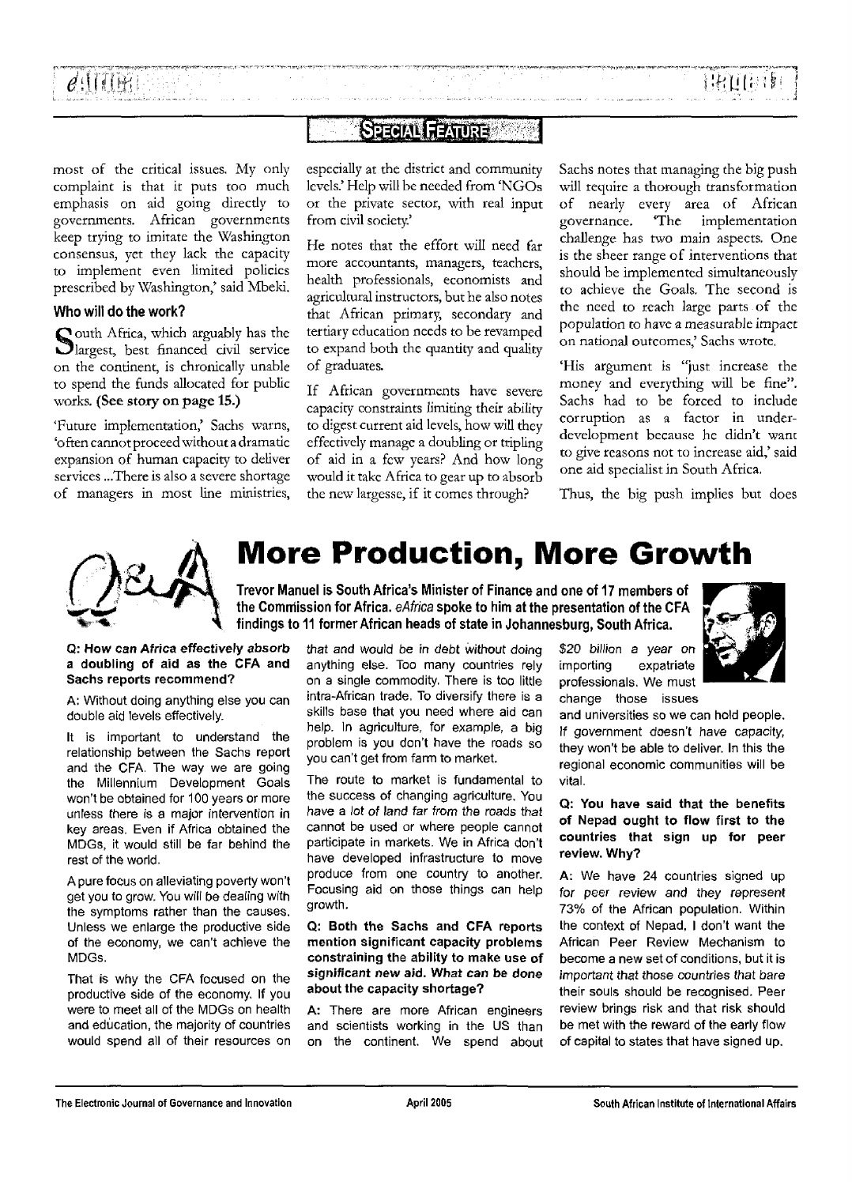most of the critical issues. My only complaint is that it puts too much emphasis on aid going directly to governments. African governments keep trying to imitate the Washington consensus, yet they lack the capacity to implement even limited policies prescribed by Washington,' said Mbeki.

### Who will do the work?

South Africa, which arguably has the largest, best financed civil service on the continent, is chronically unable to spend the funds allocated for public works. **(See story on page 15.)**

'Future implementation,' Sachs warns, 'often cannot proceed without a dramatic expansion of human capacity to deliver services ...There is also a severe shortage of managers in most line ministries, especially at the district and community levels.' Help will be needed from 'NGOs or the private sector, with real input from civil society.'

He notes that the effort will need far more accountants, managers, teachers, health professionals, economists and agricultural instructors, but he also notes that African primary, secondary and tertiary education needs to be revamped to expand both the quantity and quality of graduates.

If African governments have severe capacity constraints limiting their ability to digest current aid levels, how will they effectively manage a doubling or tripling of aid in a few years? And how long would it take Africa to gear up to absorb the new largesse, if it comes through?

Sachs notes that managing the big push will require a thorough transformation of nearly every area of African governance. 'The implementation challenge has two main aspects. One is the sheer range of interventions that should be implemented simultaneously to achieve the Goals. The second is the need to reach large parts of the population to have a measurable impact on national outcomes,' Sachs wrote.

'His argument is "just increase the money and everything will be fine". Sachs had to be forced to include corruption as a factor in under-development because he didn't want to give reasons not to increase aid,' said one aid specialist in South Africa.

Thus, the big push implies but does

## More Production, More Growth

**Trevor Manuel is South Africa's Minister of Finance and one of 17 members of the Commission for Africa. *eAfrica* spoke to him at the presentation of the CFA findings to 11 former African heads of state in Johannesburg, South Africa.**

**Q: How can Africa effectively absorb a doubling of aid as the CFA and Sachs reports recommend?**

A: Without doing anything else you can double aid levels effectively.

It is important to understand the relationship between the Sachs report and the CFA. The way we are going the Millennium Development Goals won't be obtained for 100 years or more unless there is a major intervention in key areas. Even if Africa obtained the MDGs, it would still be far behind the rest of the world.

A pure focus on alleviating poverty won't get you to grow. You will be dealing with the symptoms rather than the causes. Unless we enlarge the productive side of the economy, we can't achieve the MDGs.

That is why the CFA focused on the productive side of the economy. If you were to meet all of the MDGs on health and education, the majority of countries would spend all of their resources on that and would be in debt without doing anything else. Too many countries rely on a single commodity. There is too little intra-African trade. To diversify there is a skills base that you need where aid can help. In agriculture, for example, a big problem is you don't have the roads so you can't get from farm to market.

The route to market is fundamental to the success of changing agriculture. You have a lot of land far from the roads that cannot be used or where people cannot participate in markets. We in Africa don't have developed infrastructure to move produce from one country to another. Focusing aid on those things can help growth.

**Q: Both the Sachs and CFA reports mention significant capacity problems constraining the ability to make use of significant new aid. What can be done about the capacity shortage?**

A: There are more African engineers and scientists working in the US than on the continent. We spend about $20 billion a year on importing expatriate professionals. We must change those issues and universities so we can hold people. If government doesn't have capacity, they won't be able to deliver. In this the regional economic communities will be vital.

**Q: You have said that the benefits of Nepad ought to flow first to the countries that sign up for peer review. Why?**

A: We have 24 countries signed up for peer review and they represent 73% of the African population. Within the context of Nepad, I don't want the African Peer Review Mechanism to become a new set of conditions, but it is important that those countries that bare their souls should be recognised. Peer review brings risk and that risk should be met with the reward of the early flow of capital to states that have signed up.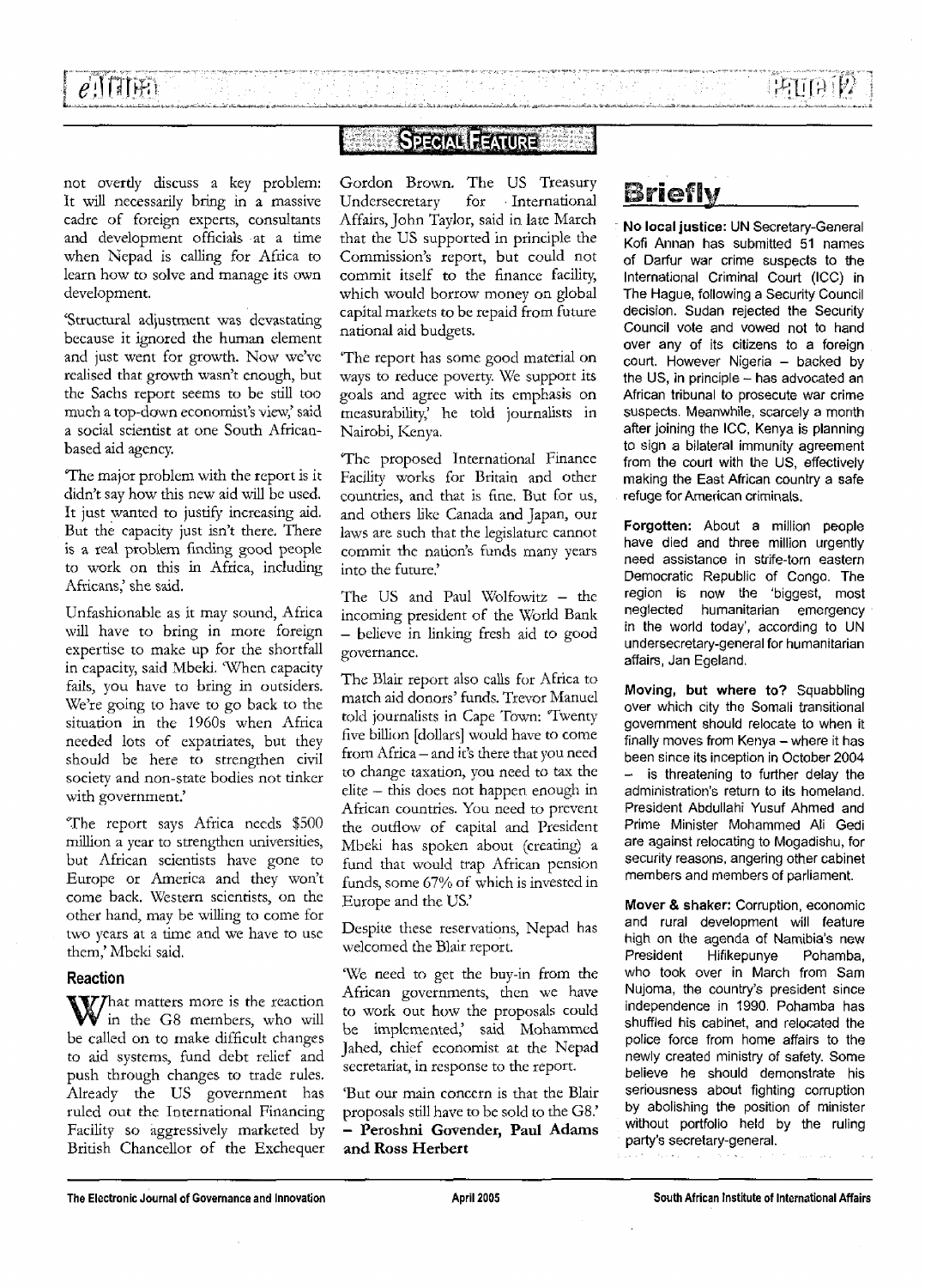## Special Feature

not overtly discuss a key problem: It will necessarily bring in a massive cadre of foreign experts, consultants and development officials at a time when Nepad is calling for Africa to learn how to solve and manage its own development.

'Structural adjustment was devastating because it ignored the human element and just went for growth. Now we've realised that growth wasn't enough, but the Sachs report seems to be still too much a top-down economist's view,' said a social scientist at one South African-based aid agency.

'The major problem with the report is it didn't say how this new aid will be used. It just wanted to justify increasing aid. But the capacity just isn't there. There is a real problem finding good people to work on this in Africa, including Africans,' she said.

Unfashionable as it may sound, Africa will have to bring in more foreign expertise to make up for the shortfall in capacity, said Mbeki. 'When capacity fails, you have to bring in outsiders. We're going to have to go back to the situation in the 1960s when Africa needed lots of expatriates, but they should be here to strengthen civil society and non-state bodies not tinker with government.'

'The report says Africa needs $500 million a year to strengthen universities, but African scientists have gone to Europe or America and they won't come back. Western scientists, on the other hand, may be willing to come for two years at a time and we have to use them,' Mbeki said.

### Reaction

What matters more is the reaction in the G8 members, who will be called on to make difficult changes to aid systems, fund debt relief and push through changes to trade rules. Already the US government has ruled out the International Financing Facility so aggressively marketed by British Chancellor of the Exchequer Gordon Brown. The US Treasury Undersecretary for International Affairs, John Taylor, said in late March that the US supported in principle the Commission's report, but could not commit itself to the finance facility, which would borrow money on global capital markets to be repaid from future national aid budgets.

'The report has some good material on ways to reduce poverty. We support its goals and agree with its emphasis on measurability,' he told journalists in Nairobi, Kenya.

'The proposed International Finance Facility works for Britain and other countries, and that is fine. But for us, and others like Canada and Japan, our laws are such that the legislature cannot commit the nation's funds many years into the future.'

The US and Paul Wolfowitz – the incoming president of the World Bank – believe in linking fresh aid to good governance.

The Blair report also calls for Africa to match aid donors' funds. Trevor Manuel told journalists in Cape Town: 'Twenty five billion [dollars] would have to come from Africa – and it's there that you need to change taxation, you need to tax the elite – this does not happen enough in African countries. You need to prevent the outflow of capital and President Mbeki has spoken about (creating) a fund that would trap African pension funds, some 67% of which is invested in Europe and the US.'

Despite these reservations, Nepad has welcomed the Blair report.

'We need to get the buy-in from the African governments, then we have to work out how the proposals could be implemented,' said Mohammed Jahed, chief economist at the Nepad secretariat, in response to the report.

'But our main concern is that the Blair proposals still have to be sold to the G8.' – **Peroshni Govender, Paul Adams and Ross Herbert**

## Briefly

**No local justice:** UN Secretary-General Kofi Annan has submitted 51 names of Darfur war crime suspects to the International Criminal Court (ICC) in The Hague, following a Security Council decision. Sudan rejected the Security Council vote and vowed not to hand over any of its citizens to a foreign court. However Nigeria – backed by the US, in principle – has advocated an African tribunal to prosecute war crime suspects. Meanwhile, scarcely a month after joining the ICC, Kenya is planning to sign a bilateral immunity agreement from the court with the US, effectively making the East African country a safe refuge for American criminals.

**Forgotten:** About a million people have died and three million urgently need assistance in strife-torn eastern Democratic Republic of Congo. The region is now the 'biggest, most neglected humanitarian emergency in the world today', according to UN undersecretary-general for humanitarian affairs, Jan Egeland.

**Moving, but where to?** Squabbling over which city the Somali transitional government should relocate to when it finally moves from Kenya – where it has been since its inception in October 2004 – is threatening to further delay the administration's return to its homeland. President Abdullahi Yusuf Ahmed and Prime Minister Mohammed Ali Gedi are against relocating to Mogadishu, for security reasons, angering other cabinet members and members of parliament.

**Mover & shaker:** Corruption, economic and rural development will feature high on the agenda of Namibia's new President Hifikepunye Pohamba, who took over in March from Sam Nujoma, the country's president since independence in 1990. Pohamba has shuffled his cabinet, and relocated the police force from home affairs to the newly created ministry of safety. Some believe he should demonstrate his seriousness about fighting corruption by abolishing the position of minister without portfolio held by the ruling party's secretary-general.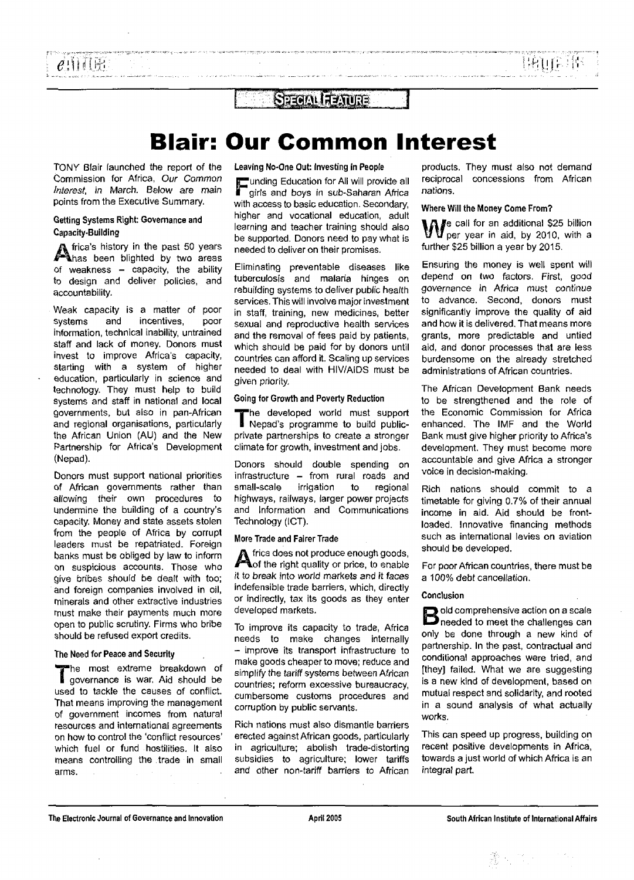SPECIAL FEATURE

# Blair: Our Common Interest

TONY Blair launched the report of the Commission for Africa, *Our Common Interest*, in March. Below are main points from the Executive Summary.

### Getting Systems Right: Governance and Capacity-Building

Africa's history in the past 50 years has been blighted by two areas of weakness – capacity, the ability to design and deliver policies, and accountability.

Weak capacity is a matter of poor systems and incentives, poor information, technical inability, untrained staff and lack of money. Donors must invest to improve Africa's capacity, starting with a system of higher education, particularly in science and technology. They must help to build systems and staff in national and local governments, but also in pan-African and regional organisations, particularly the African Union (AU) and the New Partnership for Africa's Development (Nepad).

Donors must support national priorities of African governments rather than allowing their own procedures to undermine the building of a country's capacity. Money and state assets stolen from the people of Africa by corrupt leaders must be repatriated. Foreign banks must be obliged by law to inform on suspicious accounts. Those who give bribes should be dealt with too; and foreign companies involved in oil, minerals and other extractive industries must make their payments much more open to public scrutiny. Firms who bribe should be refused export credits.

### The Need for Peace and Security

The most extreme breakdown of governance is war. Aid should be used to tackle the causes of conflict. That means improving the management of government incomes from natural resources and international agreements on how to control the 'conflict resources' which fuel or fund hostilities. It also means controlling the trade in small arms.

### Leaving No-One Out: Investing in People

Funding Education for All will provide all girls and boys in sub-Saharan Africa with access to basic education. Secondary, higher and vocational education, adult learning and teacher training should also be supported. Donors need to pay what is needed to deliver on their promises.

Eliminating preventable diseases like tuberculosis and malaria hinges on rebuilding systems to deliver public health services. This will involve major investment in staff, training, new medicines, better sexual and reproductive health services and the removal of fees paid by patients, which should be paid for by donors until countries can afford it. Scaling up services needed to deal with HIV/AIDS must be given priority.

### Going for Growth and Poverty Reduction

The developed world must support Nepad's programme to build public-private partnerships to create a stronger climate for growth, investment and jobs.

Donors should double spending on infrastructure – from rural roads and small-scale irrigation to regional highways, railways, larger power projects and Information and Communications Technology (ICT).

### More Trade and Fairer Trade

Africa does not produce enough goods, of the right quality or price, to enable it to break into world markets and it faces indefensible trade barriers, which, directly or indirectly, tax its goods as they enter developed markets.

To improve its capacity to trade, Africa needs to make changes internally – improve its transport infrastructure to make goods cheaper to move; reduce and simplify the tariff systems between African countries; reform excessive bureaucracy, cumbersome customs procedures and corruption by public servants.

Rich nations must also dismantle barriers erected against African goods, particularly in agriculture; abolish trade-distorting subsidies to agriculture; lower tariffs and other non-tariff barriers to African products. They must also not demand reciprocal concessions from African nations.

### Where Will the Money Come From?

We call for an additional $25 billion per year in aid, by 2010, with a further $25 billion a year by 2015.

Ensuring the money is well spent will depend on two factors. First, good governance in Africa must continue to advance. Second, donors must significantly improve the quality of aid and how it is delivered. That means more grants, more predictable and untied aid, and donor processes that are less burdensome on the already stretched administrations of African countries.

The African Development Bank needs to be strengthened and the role of the Economic Commission for Africa enhanced. The IMF and the World Bank must give higher priority to Africa's development. They must become more accountable and give Africa a stronger voice in decision-making.

Rich nations should commit to a timetable for giving 0.7% of their annual income in aid. Aid should be front-loaded. Innovative financing methods such as international levies on aviation should be developed.

For poor African countries, there must be a 100% debt cancellation.

### Conclusion

Bold comprehensive action on a scale needed to meet the challenges can only be done through a new kind of partnership. In the past, contractual and conditional approaches were tried, and [they] failed. What we are suggesting is a new kind of development, based on mutual respect and solidarity, and rooted in a sound analysis of what actually works.

This can speed up progress, building on recent positive developments in Africa, towards a just world of which Africa is an integral part.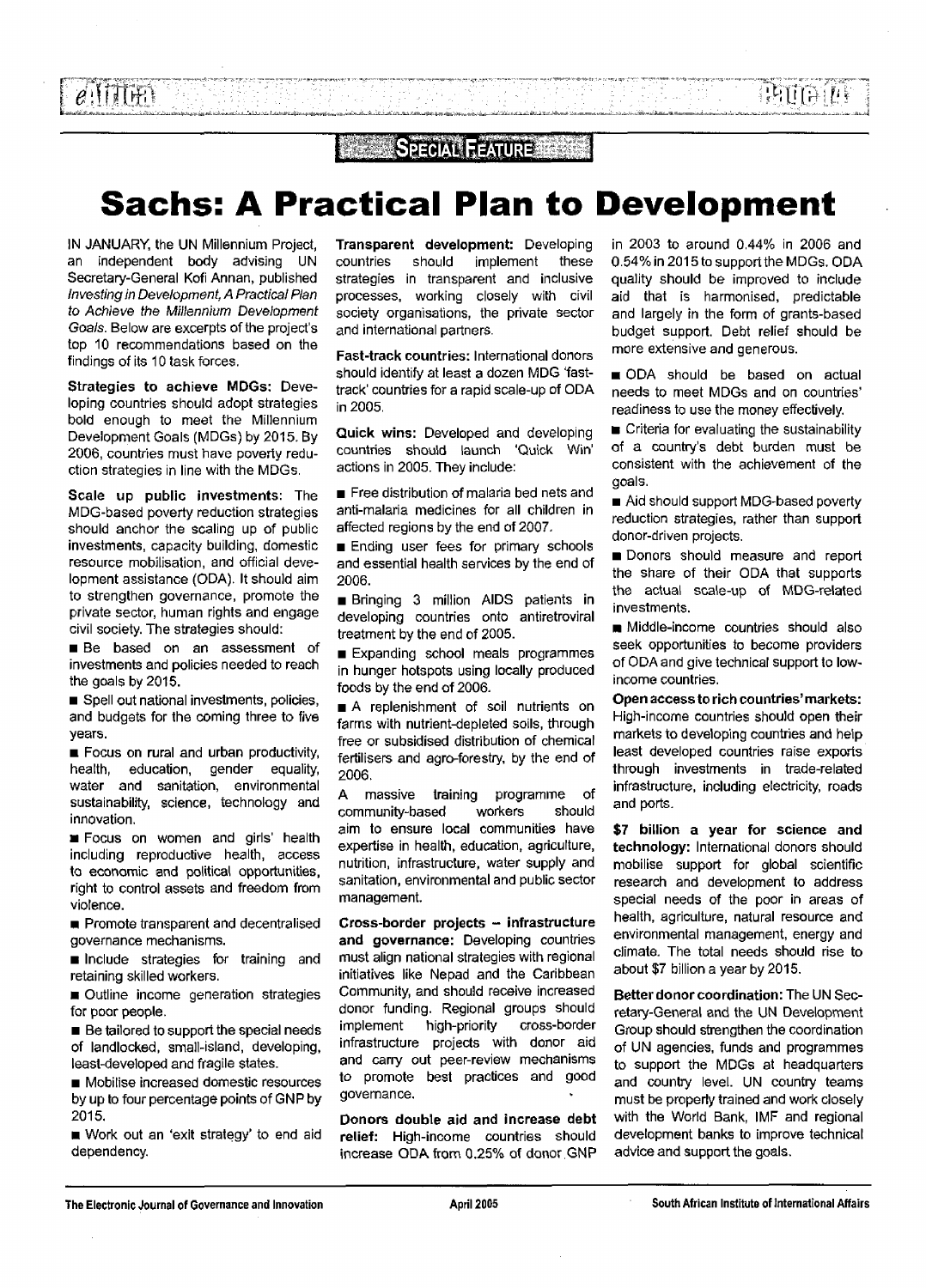SPECIAL FEATURE

# Sachs: A Practical Plan to Development

IN JANUARY, the UN Millennium Project, an independent body advising UN Secretary-General Kofi Annan, published *Investing in Development, A Practical Plan to Achieve the Millennium Development Goals*. Below are excerpts of the project's top 10 recommendations based on the findings of its 10 task forces.

**Strategies to achieve MDGs:** Developing countries should adopt strategies bold enough to meet the Millennium Development Goals (MDGs) by 2015. By 2006, countries must have poverty reduction strategies in line with the MDGs.

**Scale up public investments:** The MDG-based poverty reduction strategies should anchor the scaling up of public investments, capacity building, domestic resource mobilisation, and official development assistance (ODA). It should aim to strengthen governance, promote the private sector, human rights and engage civil society. The strategies should:

- Be based on an assessment of investments and policies needed to reach the goals by 2015.
- Spell out national investments, policies, and budgets for the coming three to five years.
- Focus on rural and urban productivity, health, education, gender equality, water and sanitation, environmental sustainability, science, technology and innovation.
- Focus on women and girls' health including reproductive health, access to economic and political opportunities, right to control assets and freedom from violence.
- Promote transparent and decentralised governance mechanisms.
- Include strategies for training and retaining skilled workers.
- Outline income generation strategies for poor people.
- Be tailored to support the special needs of landlocked, small-island, developing, least-developed and fragile states.
- Mobilise increased domestic resources by up to four percentage points of GNP by 2015.
- Work out an 'exit strategy' to end aid dependency.

**Transparent development:** Developing countries should implement these strategies in transparent and inclusive processes, working closely with civil society organisations, the private sector and international partners.

**Fast-track countries:** International donors should identify at least a dozen MDG 'fast-track' countries for a rapid scale-up of ODA in 2005.

**Quick wins:** Developed and developing countries should launch 'Quick Win' actions in 2005. They include:

- Free distribution of malaria bed nets and anti-malaria medicines for all children in affected regions by the end of 2007.
- Ending user fees for primary schools and essential health services by the end of 2006.
- Bringing 3 million AIDS patients in developing countries onto antiretroviral treatment by the end of 2005.
- Expanding school meals programmes in hunger hotspots using locally produced foods by the end of 2006.
- A replenishment of soil nutrients on farms with nutrient-depleted soils, through free or subsidised distribution of chemical fertilisers and agro-forestry, by the end of 2006.

A massive training programme of community-based workers should aim to ensure local communities have expertise in health, education, agriculture, nutrition, infrastructure, water supply and sanitation, environmental and public sector management.

**Cross-border projects – infrastructure and governance:** Developing countries must align national strategies with regional initiatives like Nepad and the Caribbean Community, and should receive increased donor funding. Regional groups should implement high-priority cross-border infrastructure projects with donor aid and carry out peer-review mechanisms to promote best practices and good governance.

**Donors double aid and increase debt relief:** High-income countries should increase ODA from 0.25% of donor GNP in 2003 to around 0.44% in 2006 and 0.54% in 2015 to support the MDGs. ODA quality should be improved to include aid that is harmonised, predictable and largely in the form of grants-based budget support. Debt relief should be more extensive and generous.

- ODA should be based on actual needs to meet MDGs and on countries' readiness to use the money effectively.
- Criteria for evaluating the sustainability of a country's debt burden must be consistent with the achievement of the goals.
- Aid should support MDG-based poverty reduction strategies, rather than support donor-driven projects.
- Donors should measure and report the share of their ODA that supports the actual scale-up of MDG-related investments.
- Middle-income countries should also seek opportunities to become providers of ODA and give technical support to low-income countries.

**Open access to rich countries' markets:** High-income countries should open their markets to developing countries and help least developed countries raise exports through investments in trade-related infrastructure, including electricity, roads and ports.

**$7 billion a year for science and technology:** International donors should mobilise support for global scientific research and development to address special needs of the poor in areas of health, agriculture, natural resource and environmental management, energy and climate. The total needs should rise to about $7 billion a year by 2015.

**Better donor coordination:** The UN Secretary-General and the UN Development Group should strengthen the coordination of UN agencies, funds and programmes to support the MDGs at headquarters and country level. UN country teams must be properly trained and work closely with the World Bank, IMF and regional development banks to improve technical advice and support the goals.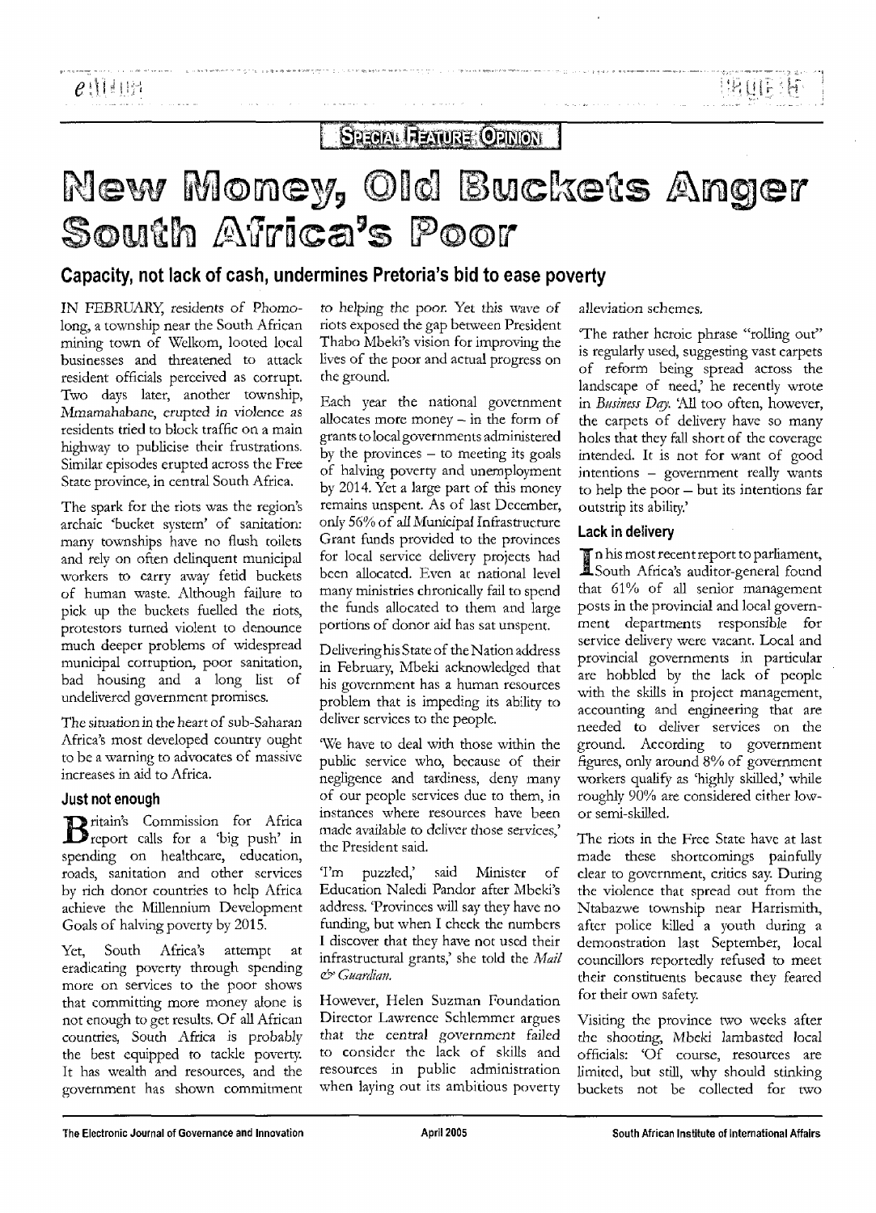Special Feature: Opinion

# New Money, Old Buckets Anger South Africa's Poor

## Capacity, not lack of cash, undermines Pretoria's bid to ease poverty

IN FEBRUARY, residents of Phomolong, a township near the South African mining town of Welkom, looted local businesses and threatened to attack resident officials perceived as corrupt. Two days later, another township, Mmamahabane, erupted in violence as residents tried to block traffic on a main highway to publicise their frustrations. Similar episodes erupted across the Free State province, in central South Africa.

The spark for the riots was the region's archaic 'bucket system' of sanitation: many townships have no flush toilets and rely on often delinquent municipal workers to carry away fetid buckets of human waste. Although failure to pick up the buckets fuelled the riots, protestors turned violent to denounce much deeper problems of widespread municipal corruption, poor sanitation, bad housing and a long list of undelivered government promises.

The situation in the heart of sub-Saharan Africa's most developed country ought to be a warning to advocates of massive increases in aid to Africa.

### Just not enough

Britain's Commission for Africa report calls for a 'big push' in spending on healthcare, education, roads, sanitation and other services by rich donor countries to help Africa achieve the Millennium Development Goals of halving poverty by 2015.

Yet, South Africa's attempt at eradicating poverty through spending more on services to the poor shows that committing more money alone is not enough to get results. Of all African countries, South Africa is probably the best equipped to tackle poverty. It has wealth and resources, and the government has shown commitment to helping the poor. Yet this wave of riots exposed the gap between President Thabo Mbeki's vision for improving the lives of the poor and actual progress on the ground.

Each year the national government allocates more money – in the form of grants to local governments administered by the provinces – to meeting its goals of halving poverty and unemployment by 2014. Yet a large part of this money remains unspent. As of last December, only 56% of all Municipal Infrastructure Grant funds provided to the provinces for local service delivery projects had been allocated. Even at national level many ministries chronically fail to spend the funds allocated to them and large portions of donor aid has sat unspent.

Delivering his State of the Nation address in February, Mbeki acknowledged that his government has a human resources problem that is impeding its ability to deliver services to the people.

'We have to deal with those within the public service who, because of their negligence and tardiness, deny many of our people services due to them, in instances where resources have been made available to deliver those services,' the President said.

'I'm puzzled,' said Minister of Education Naledi Pandor after Mbeki's address. 'Provinces will say they have no funding, but when I check the numbers I discover that they have not used their infrastructural grants,' she told the *Mail & Guardian*.

However, Helen Suzman Foundation Director Lawrence Schlemmer argues that the central government failed to consider the lack of skills and resources in public administration when laying out its ambitious poverty alleviation schemes.

'The rather heroic phrase "rolling out" is regularly used, suggesting vast carpets of reform being spread across the landscape of need,' he recently wrote in *Business Day*. 'All too often, however, the carpets of delivery have so many holes that they fall short of the coverage intended. It is not for want of good intentions – government really wants to help the poor – but its intentions far outstrip its ability.'

### Lack in delivery

In his most recent report to parliament, South Africa's auditor-general found that 61% of all senior management posts in the provincial and local government departments responsible for service delivery were vacant. Local and provincial governments in particular are hobbled by the lack of people with the skills in project management, accounting and engineering that are needed to deliver services on the ground. According to government figures, only around 8% of government workers qualify as 'highly skilled,' while roughly 90% are considered either low- or semi-skilled.

The riots in the Free State have at last made these shortcomings painfully clear to government, critics say. During the violence that spread out from the Ntabazwe township near Harrismith, after police killed a youth during a demonstration last September, local councillors reportedly refused to meet their constituents because they feared for their own safety.

Visiting the province two weeks after the shooting, Mbeki lambasted local officials: 'Of course, resources are limited, but still, why should stinking buckets not be collected for two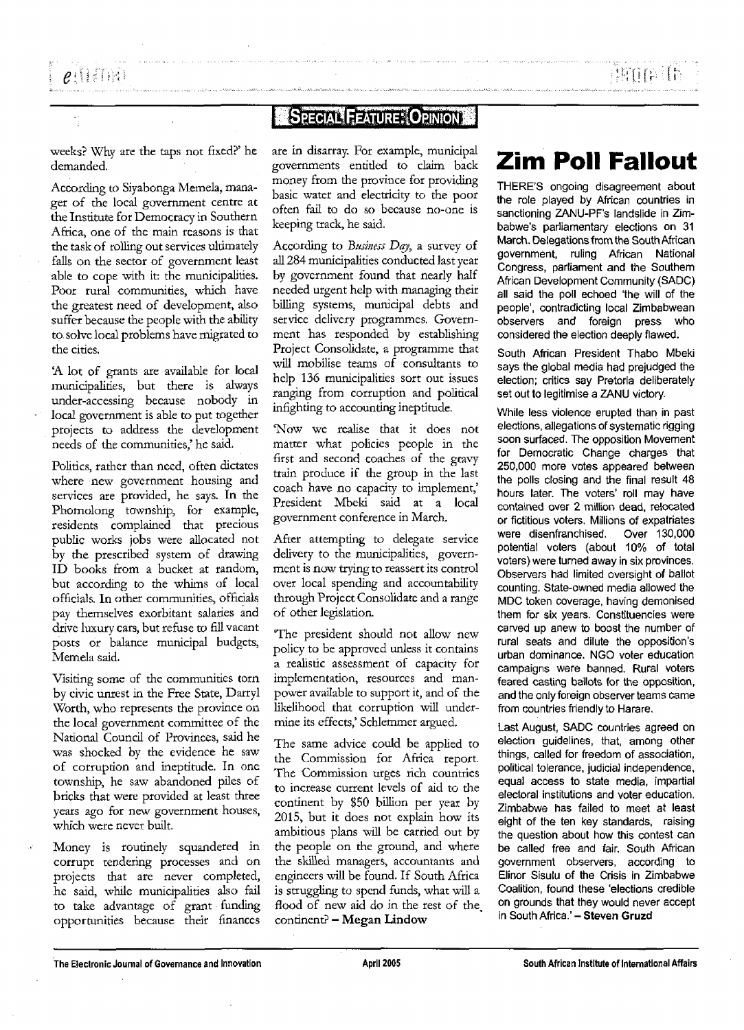weeks? Why are the taps not fixed?' he demanded.

According to Siyabonga Memela, manager of the local government centre at the Institute for Democracy in Southern Africa, one of the main reasons is that the task of rolling out services ultimately falls on the sector of government least able to cope with it: the municipalities. Poor rural communities, which have the greatest need of development, also suffer because the people with the ability to solve local problems have migrated to the cities.

'A lot of grants are available for local municipalities, but there is always under-accessing because nobody in local government is able to put together projects to address the development needs of the communities,' he said.

Politics, rather than need, often dictates where new government housing and services are provided, he says. In the Phomolong township, for example, residents complained that precious public works jobs were allocated not by the prescribed system of drawing ID books from a bucket at random, but according to the whims of local officials. In other communities, officials pay themselves exorbitant salaries and drive luxury cars, but refuse to fill vacant posts or balance municipal budgets, Memela said.

Visiting some of the communities torn by civic unrest in the Free State, Darryl Worth, who represents the province on the local government committee of the National Council of Provinces, said he was shocked by the evidence he saw of corruption and ineptitude. In one township, he saw abandoned piles of bricks that were provided at least three years ago for new government houses, which were never built.

Money is routinely squandered in corrupt tendering processes and on projects that are never completed, he said, while municipalities also fail to take advantage of grant funding opportunities because their finances are in disarray. For example, municipal governments entitled to claim back money from the province for providing basic water and electricity to the poor often fail to do so because no-one is keeping track, he said.

According to *Business Day*, a survey of all 284 municipalities conducted last year by government found that nearly half needed urgent help with managing their billing systems, municipal debts and service delivery programmes. Government has responded by establishing Project Consolidate, a programme that will mobilise teams of consultants to help 136 municipalities sort out issues ranging from corruption and political infighting to accounting ineptitude.

'Now we realise that it does not matter what policies people in the first and second coaches of the gravy train produce if the group in the last coach have no capacity to implement,' President Mbeki said at a local government conference in March.

After attempting to delegate service delivery to the municipalities, government is now trying to reassert its control over local spending and accountability through Project Consolidate and a range of other legislation.

'The president should not allow new policy to be approved unless it contains a realistic assessment of capacity for implementation, resources and manpower available to support it, and of the likelihood that corruption will undermine its effects,' Schlemmer argued.

The same advice could be applied to the Commission for Africa report. The Commission urges rich countries to increase current levels of aid to the continent by $50 billion per year by 2015, but it does not explain how its ambitious plans will be carried out by the people on the ground, and where the skilled managers, accountants and engineers will be found. If South Africa is struggling to spend funds, what will a flood of new aid do in the rest of the continent? – **Megan Lindow**

# Zim Poll Fallout

THERE'S ongoing disagreement about the role played by African countries in sanctioning ZANU-PF's landslide in Zimbabwe's parliamentary elections on 31 March. Delegations from the South African government, ruling African National Congress, parliament and the Southern African Development Community (SADC) all said the poll echoed 'the will of the people', contradicting local Zimbabwean observers and foreign press who considered the election deeply flawed.

South African President Thabo Mbeki says the global media had prejudged the election; critics say Pretoria deliberately set out to legitimise a ZANU victory.

While less violence erupted than in past elections, allegations of systematic rigging soon surfaced. The opposition Movement for Democratic Change charges that 250,000 more votes appeared between the polls closing and the final result 48 hours later. The voters' roll may have contained over 2 million dead, relocated or fictitious voters. Millions of expatriates were disenfranchised. Over 130,000 potential voters (about 10% of total voters) were turned away in six provinces. Observers had limited oversight of ballot counting. State-owned media allowed the MDC token coverage, having demonised them for six years. Constituencies were carved up anew to boost the number of rural seats and dilute the opposition's urban dominance. NGO voter education campaigns were banned. Rural voters feared casting ballots for the opposition, and the only foreign observer teams came from countries friendly to Harare.

Last August, SADC countries agreed on election guidelines, that, among other things, called for freedom of association, political tolerance, judicial independence, equal access to state media, impartial electoral institutions and voter education. Zimbabwe has failed to meet at least eight of the ten key standards, raising the question about how this contest can be called free and fair. South African government observers, according to Elinor Sisulu of the Crisis in Zimbabwe Coalition, found these 'elections credible on grounds that they would never accept in South Africa.' – **Steven Gruzd**